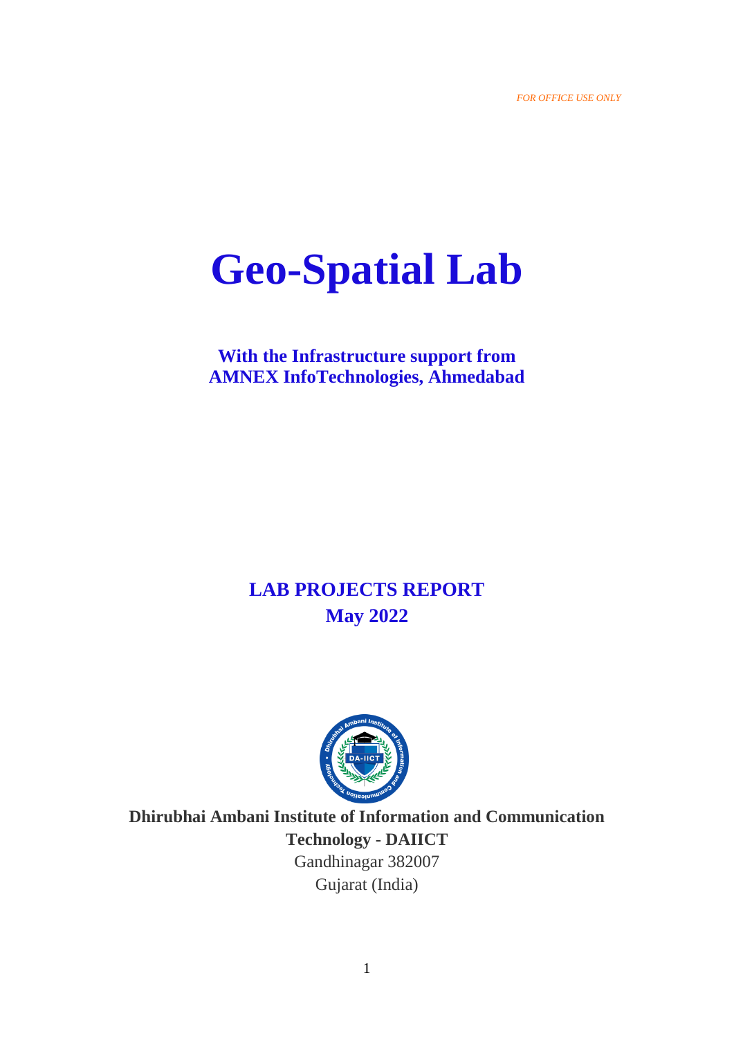*FOR OFFICE USE ONLY*

# Geo-Spatial Lab

**With the Infrastructure support from**
**AMNEX InfoTechnologies, Ahmedabad**

## LAB PROJECTS REPORT
## May 2022

**Dhirubhai Ambani Institute of Information and Communication Technology - DAIICT**
Gandhinagar 382007
Gujarat (India)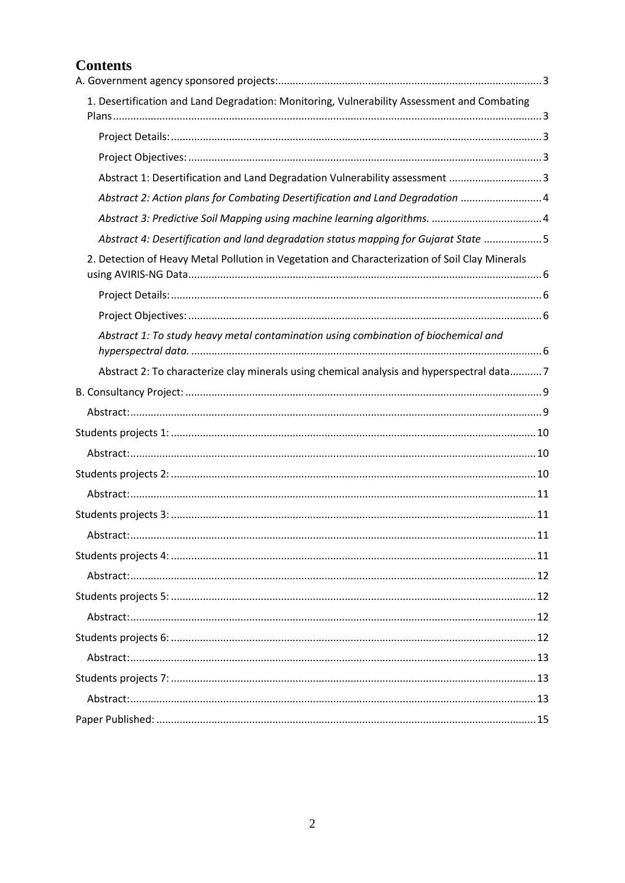# Contents

A. Government agency sponsored projects: 3

- 1. Desertification and Land Degradation: Monitoring, Vulnerability Assessment and Combating Plans 3
  - Project Details: 3
  - Project Objectives: 3
  - Abstract 1: Desertification and Land Degradation Vulnerability assessment 3
  - *Abstract 2: Action plans for Combating Desertification and Land Degradation* 4
  - *Abstract 3: Predictive Soil Mapping using machine learning algorithms.* 4
  - *Abstract 4: Desertification and land degradation status mapping for Gujarat State* 5
- 2. Detection of Heavy Metal Pollution in Vegetation and Characterization of Soil Clay Minerals using AVIRIS-NG Data 6
  - Project Details: 6
  - Project Objectives: 6
  - *Abstract 1: To study heavy metal contamination using combination of biochemical and hyperspectral data.* 6
  - Abstract 2: To characterize clay minerals using chemical analysis and hyperspectral data 7

B. Consultancy Project: 9

- Abstract: 9

Students projects 1: 10

- Abstract: 10

Students projects 2: 10

- Abstract: 11

Students projects 3: 11

- Abstract: 11

Students projects 4: 11

- Abstract: 12

Students projects 5: 12

- Abstract: 12

Students projects 6: 12

- Abstract: 13

Students projects 7: 13

- Abstract: 13

Paper Published: 15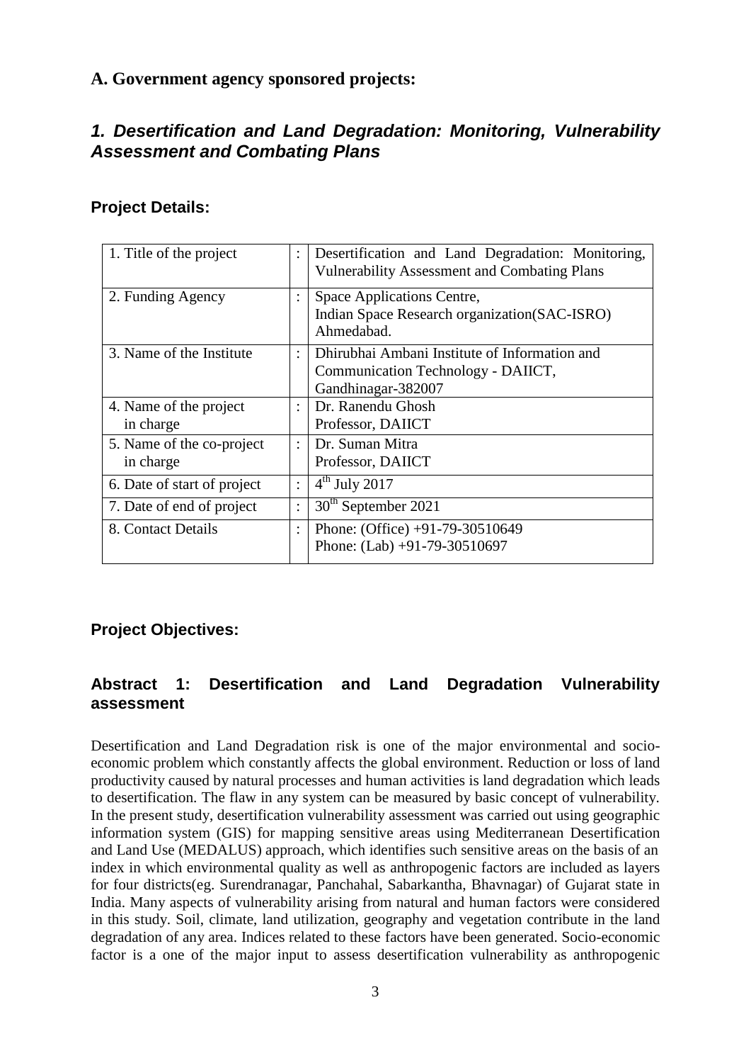## A. Government agency sponsored projects:

### *1. Desertification and Land Degradation: Monitoring, Vulnerability Assessment and Combating Plans*

#### Project Details:

| | | |
|---|---|---|
| 1. Title of the project | : | Desertification and Land Degradation: Monitoring, Vulnerability Assessment and Combating Plans |
| 2. Funding Agency | : | Space Applications Centre, Indian Space Research organization(SAC-ISRO) Ahmedabad. |
| 3. Name of the Institute | : | Dhirubhai Ambani Institute of Information and Communication Technology - DAIICT, Gandhinagar-382007 |
| 4. Name of the project in charge | : | Dr. Ranendu Ghosh Professor, DAIICT |
| 5. Name of the co-project in charge | : | Dr. Suman Mitra Professor, DAIICT |
| 6. Date of start of project | : | 4th July 2017 |
| 7. Date of end of project | : | 30th September 2021 |
| 8. Contact Details | : | Phone: (Office) +91-79-30510649 Phone: (Lab) +91-79-30510697 |

#### Project Objectives:

#### Abstract 1: Desertification and Land Degradation Vulnerability assessment

Desertification and Land Degradation risk is one of the major environmental and socio-economic problem which constantly affects the global environment. Reduction or loss of land productivity caused by natural processes and human activities is land degradation which leads to desertification. The flaw in any system can be measured by basic concept of vulnerability. In the present study, desertification vulnerability assessment was carried out using geographic information system (GIS) for mapping sensitive areas using Mediterranean Desertification and Land Use (MEDALUS) approach, which identifies such sensitive areas on the basis of an index in which environmental quality as well as anthropogenic factors are included as layers for four districts(eg. Surendranagar, Panchahal, Sabarkantha, Bhavnagar) of Gujarat state in India. Many aspects of vulnerability arising from natural and human factors were considered in this study. Soil, climate, land utilization, geography and vegetation contribute in the land degradation of any area. Indices related to these factors have been generated. Socio-economic factor is a one of the major input to assess desertification vulnerability as anthropogenic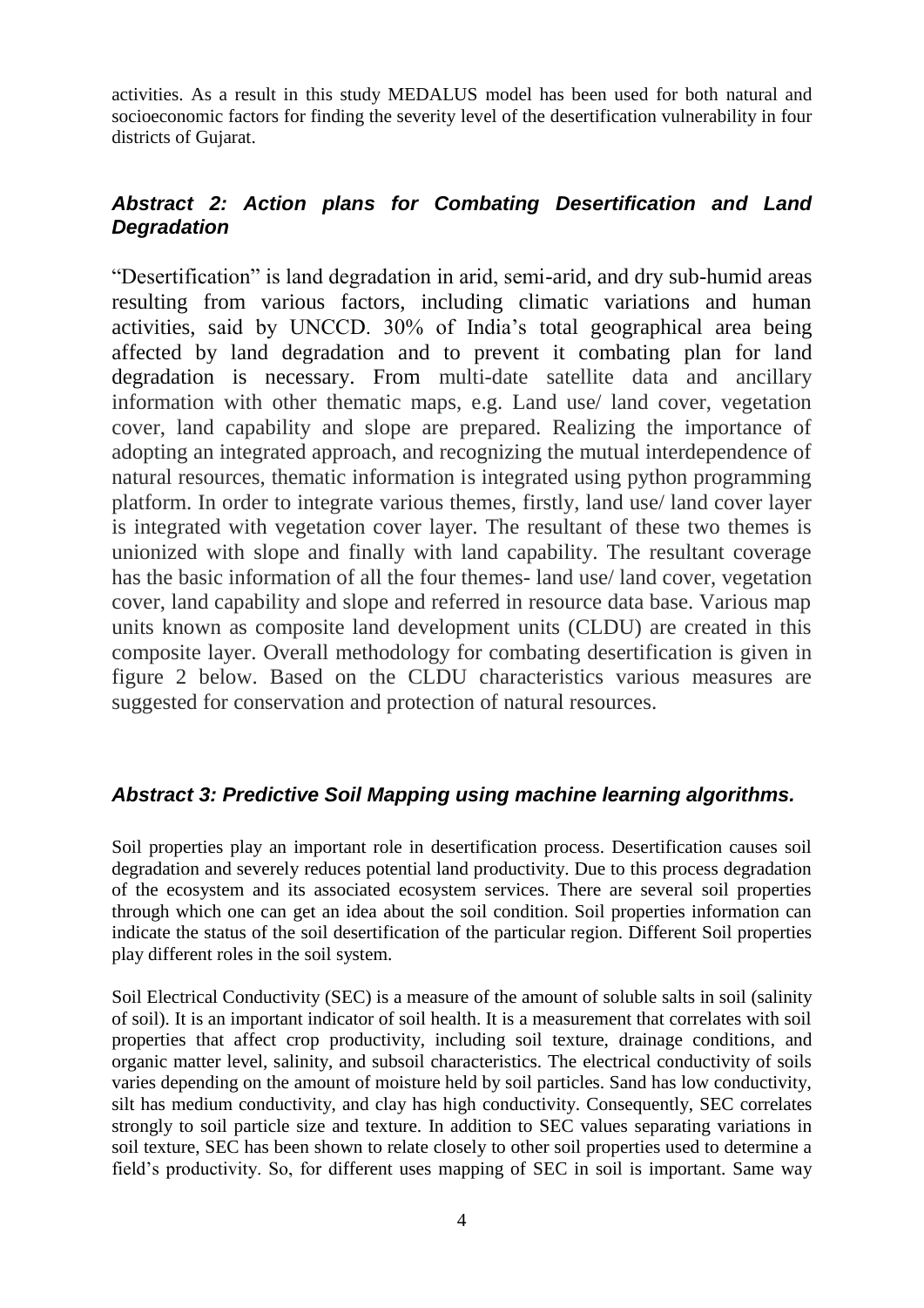activities. As a result in this study MEDALUS model has been used for both natural and socioeconomic factors for finding the severity level of the desertification vulnerability in four districts of Gujarat.

### *Abstract 2: Action plans for Combating Desertification and Land Degradation*

"Desertification" is land degradation in arid, semi-arid, and dry sub-humid areas resulting from various factors, including climatic variations and human activities, said by UNCCD. 30% of India's total geographical area being affected by land degradation and to prevent it combating plan for land degradation is necessary. From multi-date satellite data and ancillary information with other thematic maps, e.g. Land use/ land cover, vegetation cover, land capability and slope are prepared. Realizing the importance of adopting an integrated approach, and recognizing the mutual interdependence of natural resources, thematic information is integrated using python programming platform. In order to integrate various themes, firstly, land use/ land cover layer is integrated with vegetation cover layer. The resultant of these two themes is unionized with slope and finally with land capability. The resultant coverage has the basic information of all the four themes- land use/ land cover, vegetation cover, land capability and slope and referred in resource data base. Various map units known as composite land development units (CLDU) are created in this composite layer. Overall methodology for combating desertification is given in figure 2 below. Based on the CLDU characteristics various measures are suggested for conservation and protection of natural resources.

### *Abstract 3: Predictive Soil Mapping using machine learning algorithms.*

Soil properties play an important role in desertification process. Desertification causes soil degradation and severely reduces potential land productivity. Due to this process degradation of the ecosystem and its associated ecosystem services. There are several soil properties through which one can get an idea about the soil condition. Soil properties information can indicate the status of the soil desertification of the particular region. Different Soil properties play different roles in the soil system.

Soil Electrical Conductivity (SEC) is a measure of the amount of soluble salts in soil (salinity of soil). It is an important indicator of soil health. It is a measurement that correlates with soil properties that affect crop productivity, including soil texture, drainage conditions, and organic matter level, salinity, and subsoil characteristics. The electrical conductivity of soils varies depending on the amount of moisture held by soil particles. Sand has low conductivity, silt has medium conductivity, and clay has high conductivity. Consequently, SEC correlates strongly to soil particle size and texture. In addition to SEC values separating variations in soil texture, SEC has been shown to relate closely to other soil properties used to determine a field's productivity. So, for different uses mapping of SEC in soil is important. Same way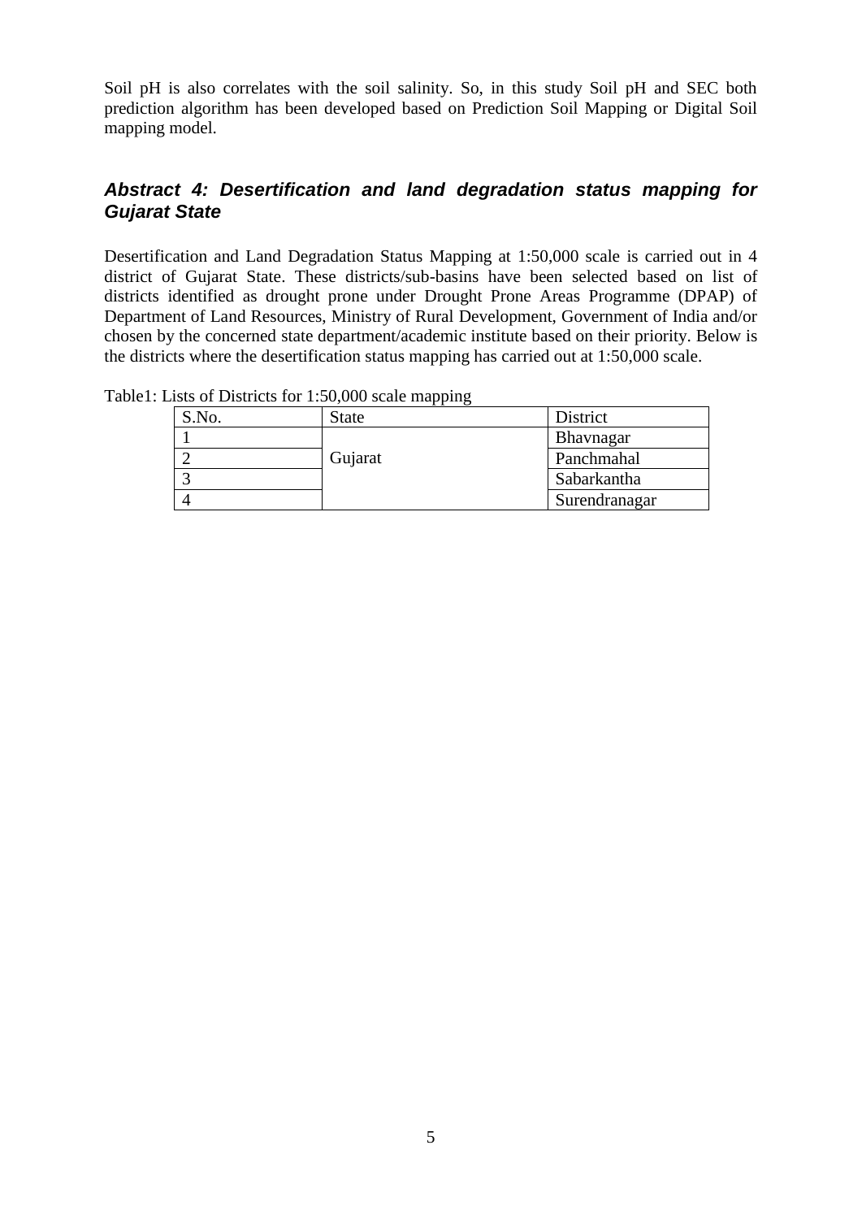Soil pH is also correlates with the soil salinity. So, in this study Soil pH and SEC both prediction algorithm has been developed based on Prediction Soil Mapping or Digital Soil mapping model.

### *Abstract 4: Desertification and land degradation status mapping for Gujarat State*

Desertification and Land Degradation Status Mapping at 1:50,000 scale is carried out in 4 district of Gujarat State. These districts/sub-basins have been selected based on list of districts identified as drought prone under Drought Prone Areas Programme (DPAP) of Department of Land Resources, Ministry of Rural Development, Government of India and/or chosen by the concerned state department/academic institute based on their priority. Below is the districts where the desertification status mapping has carried out at 1:50,000 scale.

Table1: Lists of Districts for 1:50,000 scale mapping

| S.No. | State | District |
|---|---|---|
| 1 | Gujarat | Bhavnagar |
| 2 | | Panchmahal |
| 3 | | Sabarkantha |
| 4 | | Surendranagar |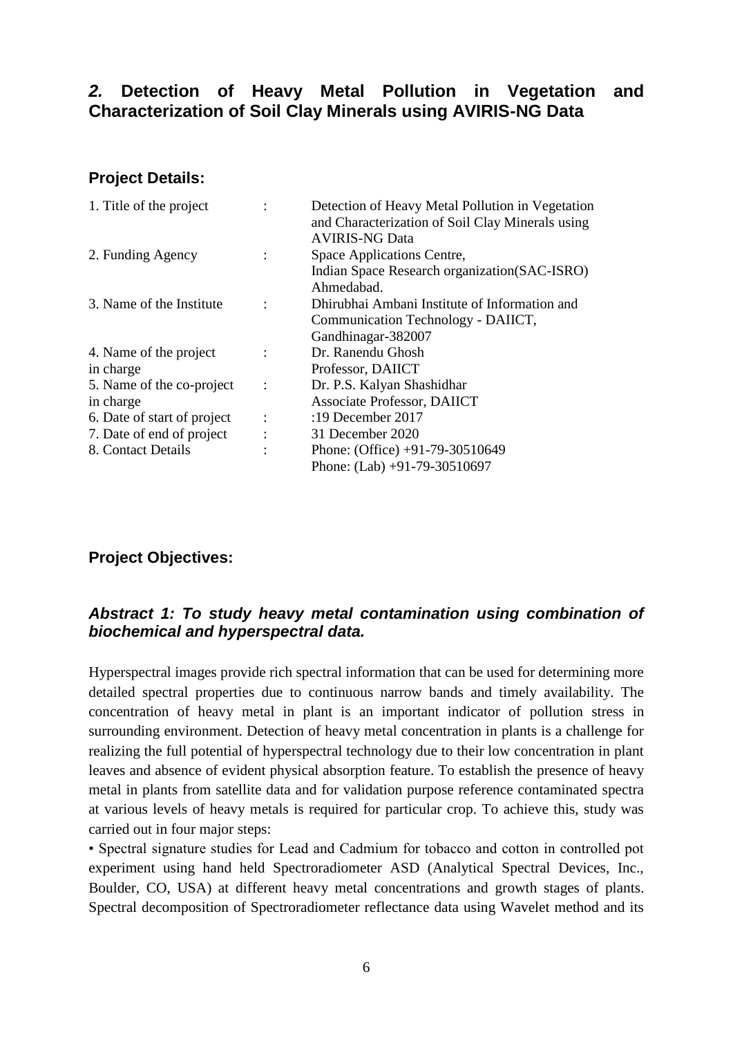## *2.* Detection of Heavy Metal Pollution in Vegetation and Characterization of Soil Clay Minerals using AVIRIS-NG Data

### Project Details:

| | | |
|---|---|---|
| 1. Title of the project | : | Detection of Heavy Metal Pollution in Vegetation and Characterization of Soil Clay Minerals using AVIRIS-NG Data |
| 2. Funding Agency | : | Space Applications Centre, Indian Space Research organization(SAC-ISRO) Ahmedabad. |
| 3. Name of the Institute | : | Dhirubhai Ambani Institute of Information and Communication Technology - DAIICT, Gandhinagar-382007 |
| 4. Name of the project in charge | : | Dr. Ranendu Ghosh Professor, DAIICT |
| 5. Name of the co-project in charge | : | Dr. P.S. Kalyan Shashidhar Associate Professor, DAIICT |
| 6. Date of start of project | : | :19 December 2017 |
| 7. Date of end of project | : | 31 December 2020 |
| 8. Contact Details | : | Phone: (Office) +91-79-30510649 Phone: (Lab) +91-79-30510697 |

### Project Objectives:

### *Abstract 1: To study heavy metal contamination using combination of biochemical and hyperspectral data.*

Hyperspectral images provide rich spectral information that can be used for determining more detailed spectral properties due to continuous narrow bands and timely availability. The concentration of heavy metal in plant is an important indicator of pollution stress in surrounding environment. Detection of heavy metal concentration in plants is a challenge for realizing the full potential of hyperspectral technology due to their low concentration in plant leaves and absence of evident physical absorption feature. To establish the presence of heavy metal in plants from satellite data and for validation purpose reference contaminated spectra at various levels of heavy metals is required for particular crop. To achieve this, study was carried out in four major steps:

• Spectral signature studies for Lead and Cadmium for tobacco and cotton in controlled pot experiment using hand held Spectroradiometer ASD (Analytical Spectral Devices, Inc., Boulder, CO, USA) at different heavy metal concentrations and growth stages of plants. Spectral decomposition of Spectroradiometer reflectance data using Wavelet method and its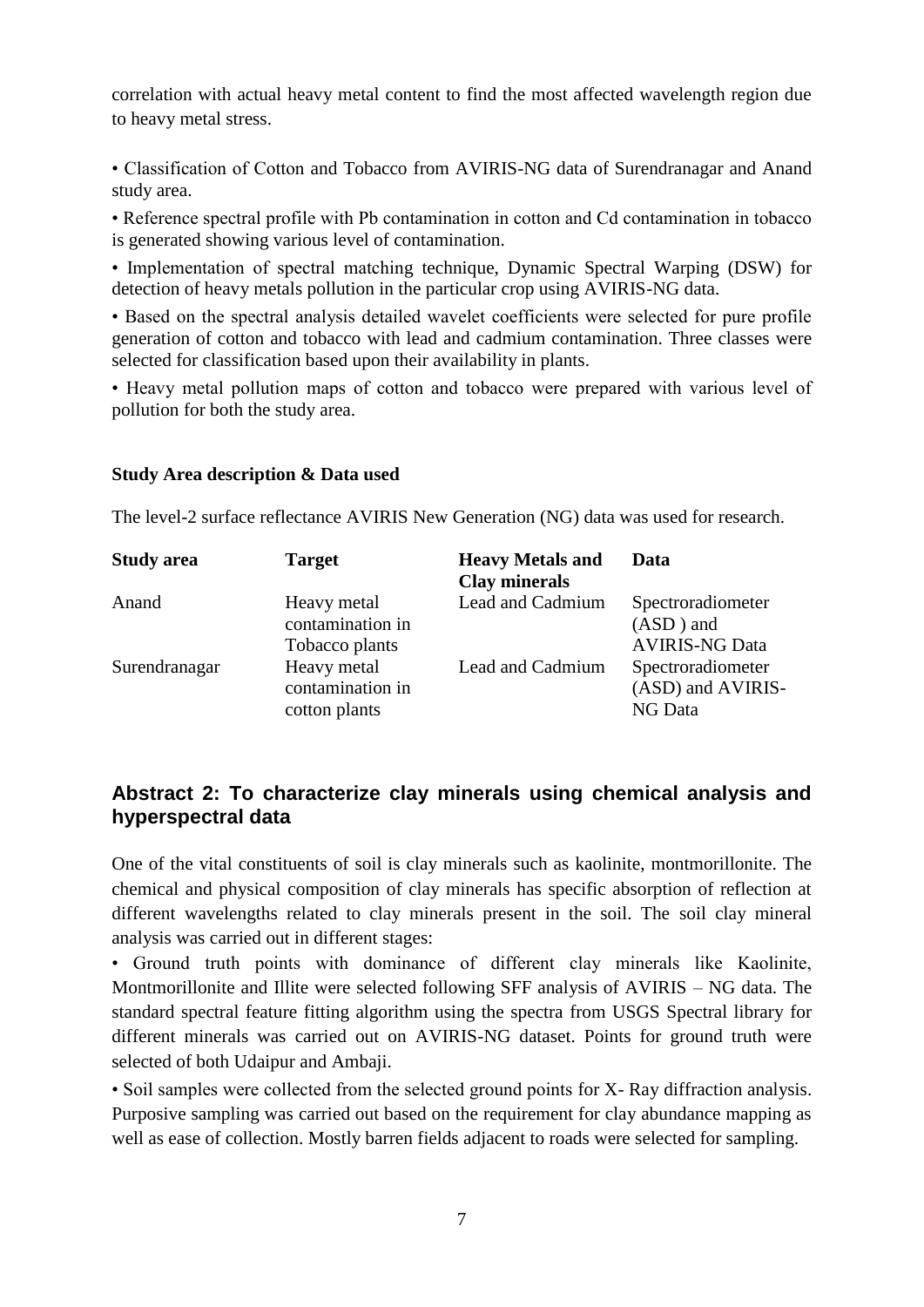correlation with actual heavy metal content to find the most affected wavelength region due to heavy metal stress.

• Classification of Cotton and Tobacco from AVIRIS-NG data of Surendranagar and Anand study area.

• Reference spectral profile with Pb contamination in cotton and Cd contamination in tobacco is generated showing various level of contamination.

• Implementation of spectral matching technique, Dynamic Spectral Warping (DSW) for detection of heavy metals pollution in the particular crop using AVIRIS-NG data.

• Based on the spectral analysis detailed wavelet coefficients were selected for pure profile generation of cotton and tobacco with lead and cadmium contamination. Three classes were selected for classification based upon their availability in plants.

• Heavy metal pollution maps of cotton and tobacco were prepared with various level of pollution for both the study area.

**Study Area description & Data used**

The level-2 surface reflectance AVIRIS New Generation (NG) data was used for research.

| **Study area** | **Target** | **Heavy Metals and Clay minerals** | **Data** |
|---|---|---|---|
| Anand | Heavy metal contamination in Tobacco plants | Lead and Cadmium | Spectroradiometer (ASD ) and AVIRIS-NG Data |
| Surendranagar | Heavy metal contamination in cotton plants | Lead and Cadmium | Spectroradiometer (ASD) and AVIRIS-NG Data |

## Abstract 2: To characterize clay minerals using chemical analysis and hyperspectral data

One of the vital constituents of soil is clay minerals such as kaolinite, montmorillonite. The chemical and physical composition of clay minerals has specific absorption of reflection at different wavelengths related to clay minerals present in the soil. The soil clay mineral analysis was carried out in different stages:

• Ground truth points with dominance of different clay minerals like Kaolinite, Montmorillonite and Illite were selected following SFF analysis of AVIRIS – NG data. The standard spectral feature fitting algorithm using the spectra from USGS Spectral library for different minerals was carried out on AVIRIS-NG dataset. Points for ground truth were selected of both Udaipur and Ambaji.

• Soil samples were collected from the selected ground points for X- Ray diffraction analysis. Purposive sampling was carried out based on the requirement for clay abundance mapping as well as ease of collection. Mostly barren fields adjacent to roads were selected for sampling.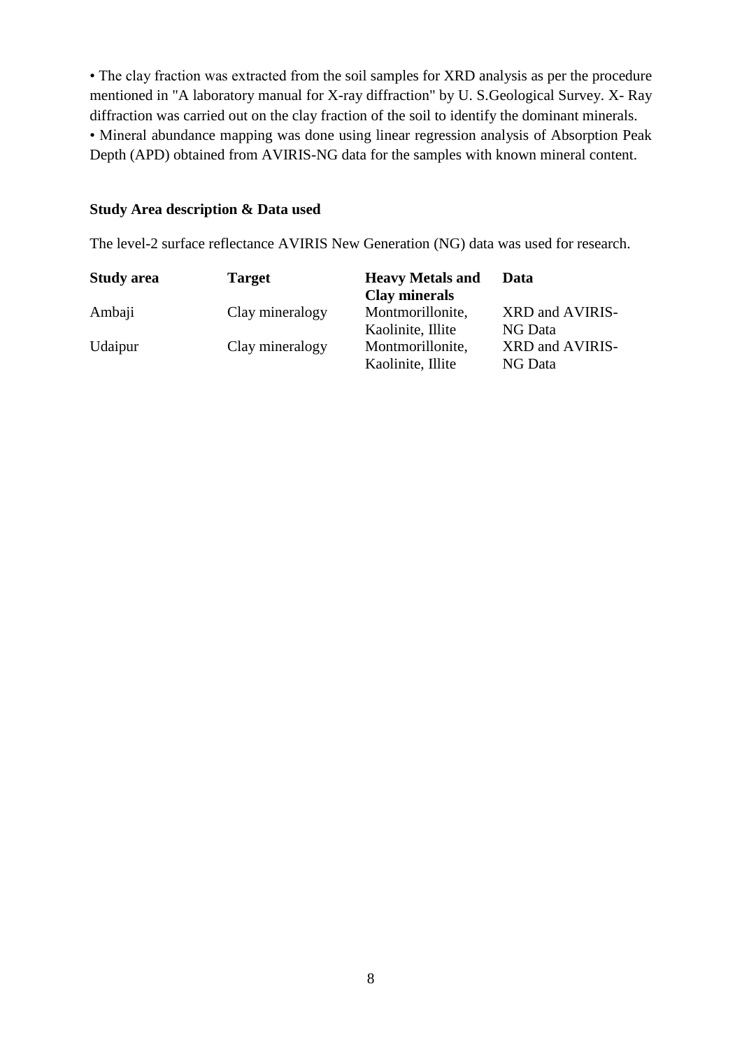• The clay fraction was extracted from the soil samples for XRD analysis as per the procedure mentioned in "A laboratory manual for X-ray diffraction" by U. S.Geological Survey. X- Ray diffraction was carried out on the clay fraction of the soil to identify the dominant minerals.

• Mineral abundance mapping was done using linear regression analysis of Absorption Peak Depth (APD) obtained from AVIRIS-NG data for the samples with known mineral content.

### Study Area description & Data used

The level-2 surface reflectance AVIRIS New Generation (NG) data was used for research.

| Study area | Target | Heavy Metals and Clay minerals | Data |
|---|---|---|---|
| Ambaji | Clay mineralogy | Montmorillonite, Kaolinite, Illite | XRD and AVIRIS-NG Data |
| Udaipur | Clay mineralogy | Montmorillonite, Kaolinite, Illite | XRD and AVIRIS-NG Data |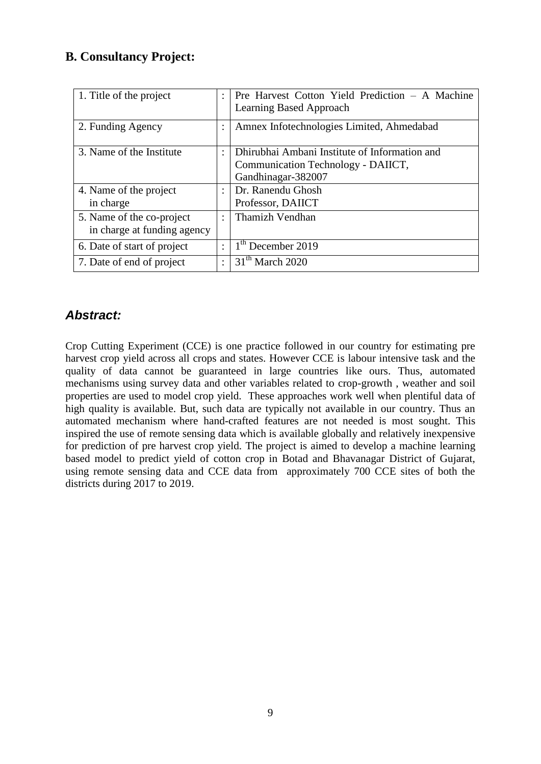## B. Consultancy Project:

| | | |
|---|---|---|
| 1. Title of the project | : | Pre Harvest Cotton Yield Prediction – A Machine Learning Based Approach |
| 2. Funding Agency | : | Amnex Infotechnologies Limited, Ahmedabad |
| 3. Name of the Institute | : | Dhirubhai Ambani Institute of Information and Communication Technology - DAIICT, Gandhinagar-382007 |
| 4. Name of the project in charge | : | Dr. Ranendu Ghosh Professor, DAIICT |
| 5. Name of the co-project in charge at funding agency | : | Thamizh Vendhan |
| 6. Date of start of project | : | 1th December 2019 |
| 7. Date of end of project | : | 31th March 2020 |

## *Abstract:*

Crop Cutting Experiment (CCE) is one practice followed in our country for estimating pre harvest crop yield across all crops and states. However CCE is labour intensive task and the quality of data cannot be guaranteed in large countries like ours. Thus, automated mechanisms using survey data and other variables related to crop-growth , weather and soil properties are used to model crop yield. These approaches work well when plentiful data of high quality is available. But, such data are typically not available in our country. Thus an automated mechanism where hand-crafted features are not needed is most sought. This inspired the use of remote sensing data which is available globally and relatively inexpensive for prediction of pre harvest crop yield. The project is aimed to develop a machine learning based model to predict yield of cotton crop in Botad and Bhavanagar District of Gujarat, using remote sensing data and CCE data from approximately 700 CCE sites of both the districts during 2017 to 2019.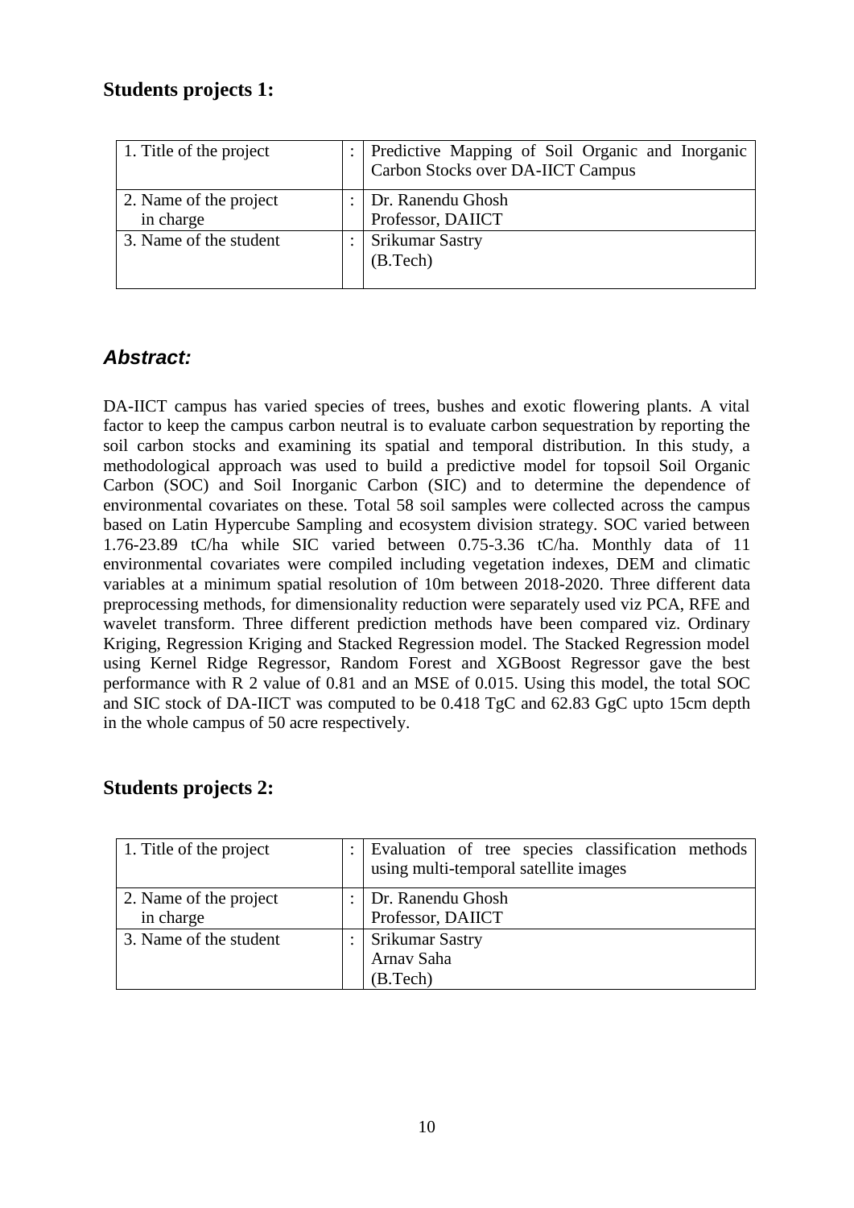## Students projects 1:

| 1. Title of the project | : | Predictive Mapping of Soil Organic and Inorganic Carbon Stocks over DA-IICT Campus |
|---|---|---|
| 2. Name of the project in charge | : | Dr. Ranendu Ghosh<br>Professor, DAIICT |
| 3. Name of the student | : | Srikumar Sastry<br>(B.Tech) |

### *Abstract:*

DA-IICT campus has varied species of trees, bushes and exotic flowering plants. A vital factor to keep the campus carbon neutral is to evaluate carbon sequestration by reporting the soil carbon stocks and examining its spatial and temporal distribution. In this study, a methodological approach was used to build a predictive model for topsoil Soil Organic Carbon (SOC) and Soil Inorganic Carbon (SIC) and to determine the dependence of environmental covariates on these. Total 58 soil samples were collected across the campus based on Latin Hypercube Sampling and ecosystem division strategy. SOC varied between 1.76-23.89 tC/ha while SIC varied between 0.75-3.36 tC/ha. Monthly data of 11 environmental covariates were compiled including vegetation indexes, DEM and climatic variables at a minimum spatial resolution of 10m between 2018-2020. Three different data preprocessing methods, for dimensionality reduction were separately used viz PCA, RFE and wavelet transform. Three different prediction methods have been compared viz. Ordinary Kriging, Regression Kriging and Stacked Regression model. The Stacked Regression model using Kernel Ridge Regressor, Random Forest and XGBoost Regressor gave the best performance with R 2 value of 0.81 and an MSE of 0.015. Using this model, the total SOC and SIC stock of DA-IICT was computed to be 0.418 TgC and 62.83 GgC upto 15cm depth in the whole campus of 50 acre respectively.

## Students projects 2:

| 1. Title of the project | : | Evaluation of tree species classification methods using multi-temporal satellite images |
|---|---|---|
| 2. Name of the project in charge | : | Dr. Ranendu Ghosh<br>Professor, DAIICT |
| 3. Name of the student | : | Srikumar Sastry<br>Arnav Saha<br>(B.Tech) |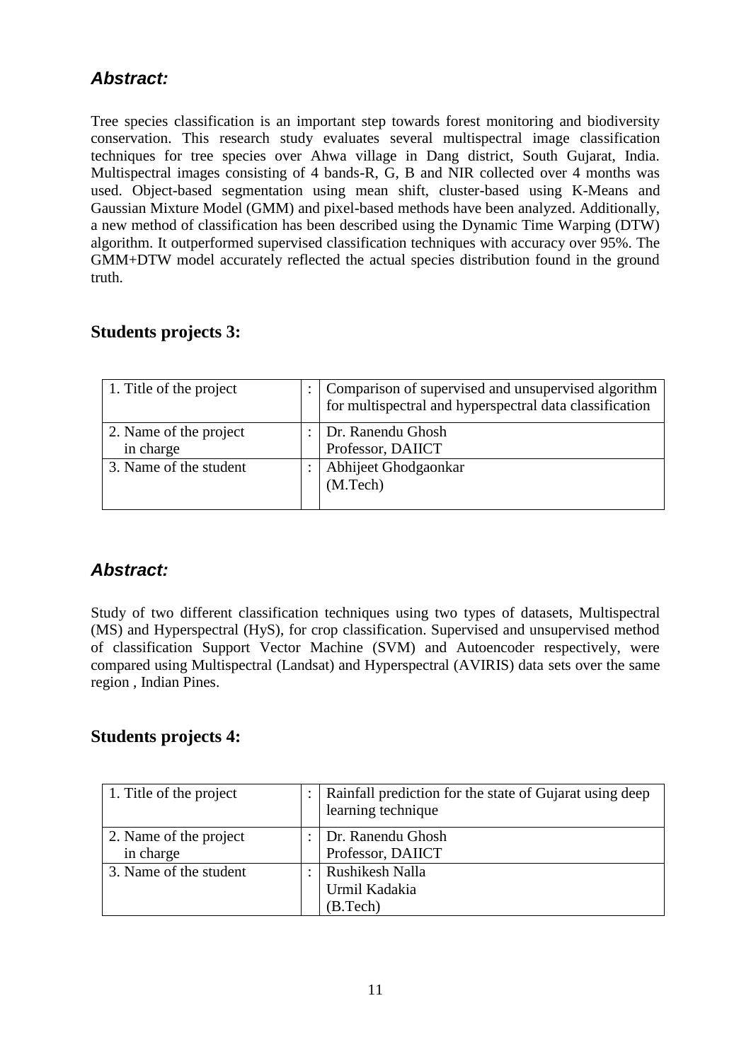### *Abstract:*

Tree species classification is an important step towards forest monitoring and biodiversity conservation. This research study evaluates several multispectral image classification techniques for tree species over Ahwa village in Dang district, South Gujarat, India. Multispectral images consisting of 4 bands-R, G, B and NIR collected over 4 months was used. Object-based segmentation using mean shift, cluster-based using K-Means and Gaussian Mixture Model (GMM) and pixel-based methods have been analyzed. Additionally, a new method of classification has been described using the Dynamic Time Warping (DTW) algorithm. It outperformed supervised classification techniques with accuracy over 95%. The GMM+DTW model accurately reflected the actual species distribution found in the ground truth.

## Students projects 3:

| | | |
|---|---|---|
| 1. Title of the project | : | Comparison of supervised and unsupervised algorithm for multispectral and hyperspectral data classification |
| 2. Name of the project in charge | : | Dr. Ranendu Ghosh<br>Professor, DAIICT |
| 3. Name of the student | : | Abhijeet Ghodgaonkar<br>(M.Tech) |

### *Abstract:*

Study of two different classification techniques using two types of datasets, Multispectral (MS) and Hyperspectral (HyS), for crop classification. Supervised and unsupervised method of classification Support Vector Machine (SVM) and Autoencoder respectively, were compared using Multispectral (Landsat) and Hyperspectral (AVIRIS) data sets over the same region , Indian Pines.

## Students projects 4:

| | | |
|---|---|---|
| 1. Title of the project | : | Rainfall prediction for the state of Gujarat using deep learning technique |
| 2. Name of the project in charge | : | Dr. Ranendu Ghosh<br>Professor, DAIICT |
| 3. Name of the student | : | Rushikesh Nalla<br>Urmil Kadakia<br>(B.Tech) |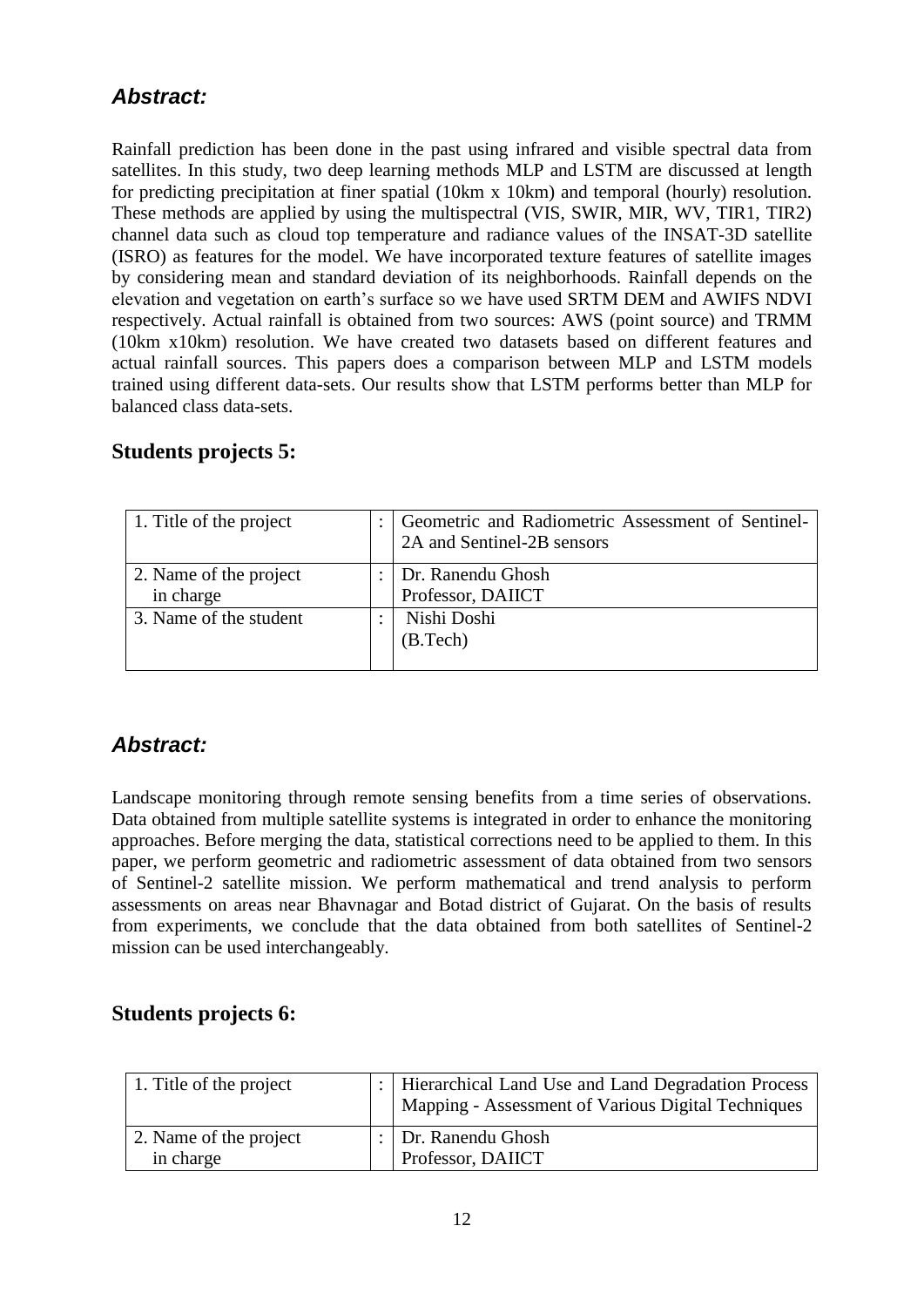## *Abstract:*

Rainfall prediction has been done in the past using infrared and visible spectral data from satellites. In this study, two deep learning methods MLP and LSTM are discussed at length for predicting precipitation at finer spatial (10km x 10km) and temporal (hourly) resolution. These methods are applied by using the multispectral (VIS, SWIR, MIR, WV, TIR1, TIR2) channel data such as cloud top temperature and radiance values of the INSAT-3D satellite (ISRO) as features for the model. We have incorporated texture features of satellite images by considering mean and standard deviation of its neighborhoods. Rainfall depends on the elevation and vegetation on earth's surface so we have used SRTM DEM and AWIFS NDVI respectively. Actual rainfall is obtained from two sources: AWS (point source) and TRMM (10km x10km) resolution. We have created two datasets based on different features and actual rainfall sources. This papers does a comparison between MLP and LSTM models trained using different data-sets. Our results show that LSTM performs better than MLP for balanced class data-sets.

## Students projects 5:

| | | |
|---|---|---|
| 1. Title of the project | : | Geometric and Radiometric Assessment of Sentinel-2A and Sentinel-2B sensors |
| 2. Name of the project in charge | : | Dr. Ranendu Ghosh<br>Professor, DAIICT |
| 3. Name of the student | : | Nishi Doshi<br>(B.Tech) |

## *Abstract:*

Landscape monitoring through remote sensing benefits from a time series of observations. Data obtained from multiple satellite systems is integrated in order to enhance the monitoring approaches. Before merging the data, statistical corrections need to be applied to them. In this paper, we perform geometric and radiometric assessment of data obtained from two sensors of Sentinel-2 satellite mission. We perform mathematical and trend analysis to perform assessments on areas near Bhavnagar and Botad district of Gujarat. On the basis of results from experiments, we conclude that the data obtained from both satellites of Sentinel-2 mission can be used interchangeably.

## Students projects 6:

| | | |
|---|---|---|
| 1. Title of the project | : | Hierarchical Land Use and Land Degradation Process Mapping - Assessment of Various Digital Techniques |
| 2. Name of the project in charge | : | Dr. Ranendu Ghosh<br>Professor, DAIICT |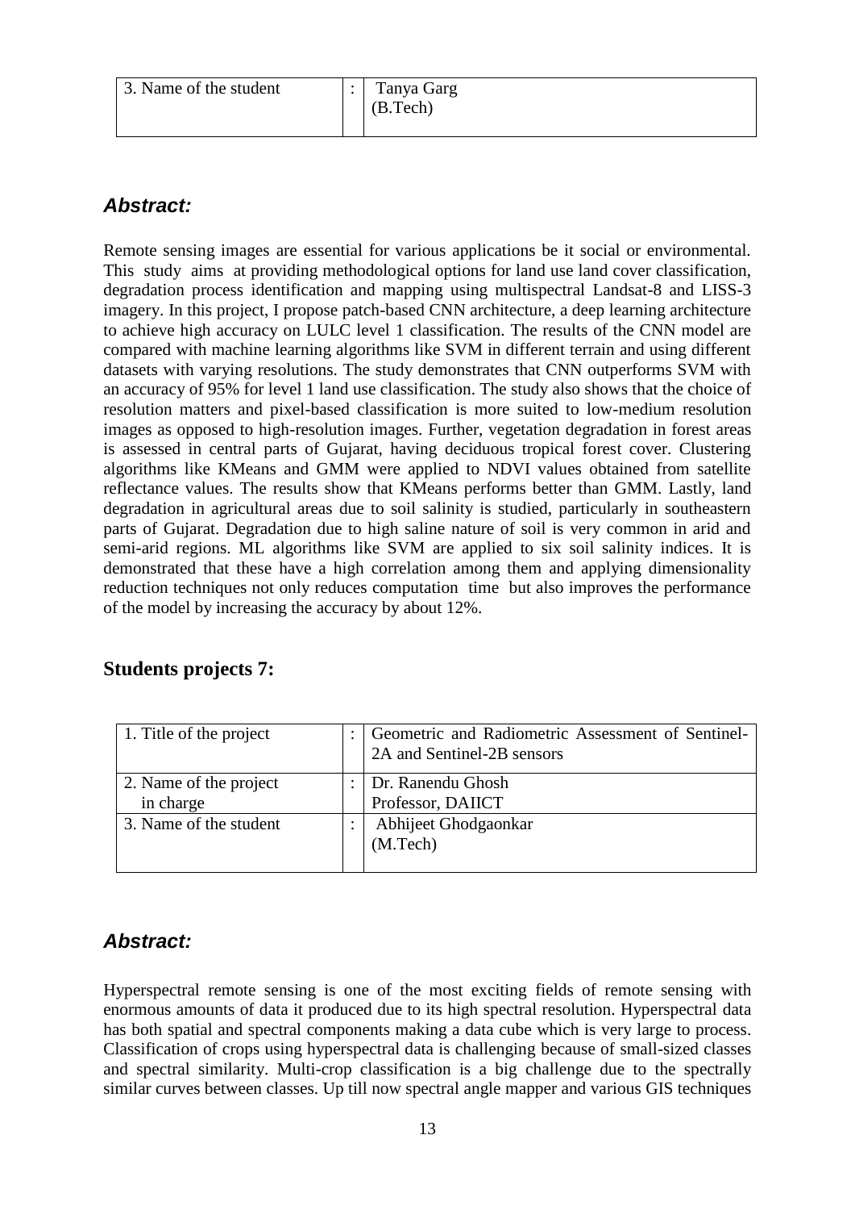| 3. Name of the student | : | Tanya Garg (B.Tech) |
|---|---|---|

### *Abstract:*

Remote sensing images are essential for various applications be it social or environmental. This study aims at providing methodological options for land use land cover classification, degradation process identification and mapping using multispectral Landsat-8 and LISS-3 imagery. In this project, I propose patch-based CNN architecture, a deep learning architecture to achieve high accuracy on LULC level 1 classification. The results of the CNN model are compared with machine learning algorithms like SVM in different terrain and using different datasets with varying resolutions. The study demonstrates that CNN outperforms SVM with an accuracy of 95% for level 1 land use classification. The study also shows that the choice of resolution matters and pixel-based classification is more suited to low-medium resolution images as opposed to high-resolution images. Further, vegetation degradation in forest areas is assessed in central parts of Gujarat, having deciduous tropical forest cover. Clustering algorithms like KMeans and GMM were applied to NDVI values obtained from satellite reflectance values. The results show that KMeans performs better than GMM. Lastly, land degradation in agricultural areas due to soil salinity is studied, particularly in southeastern parts of Gujarat. Degradation due to high saline nature of soil is very common in arid and semi-arid regions. ML algorithms like SVM are applied to six soil salinity indices. It is demonstrated that these have a high correlation among them and applying dimensionality reduction techniques not only reduces computation time but also improves the performance of the model by increasing the accuracy by about 12%.

## Students projects 7:

| 1. Title of the project | : | Geometric and Radiometric Assessment of Sentinel-2A and Sentinel-2B sensors |
|---|---|---|
| 2. Name of the project in charge | : | Dr. Ranendu Ghosh Professor, DAIICT |
| 3. Name of the student | : | Abhijeet Ghodgaonkar (M.Tech) |

### *Abstract:*

Hyperspectral remote sensing is one of the most exciting fields of remote sensing with enormous amounts of data it produced due to its high spectral resolution. Hyperspectral data has both spatial and spectral components making a data cube which is very large to process. Classification of crops using hyperspectral data is challenging because of small-sized classes and spectral similarity. Multi-crop classification is a big challenge due to the spectrally similar curves between classes. Up till now spectral angle mapper and various GIS techniques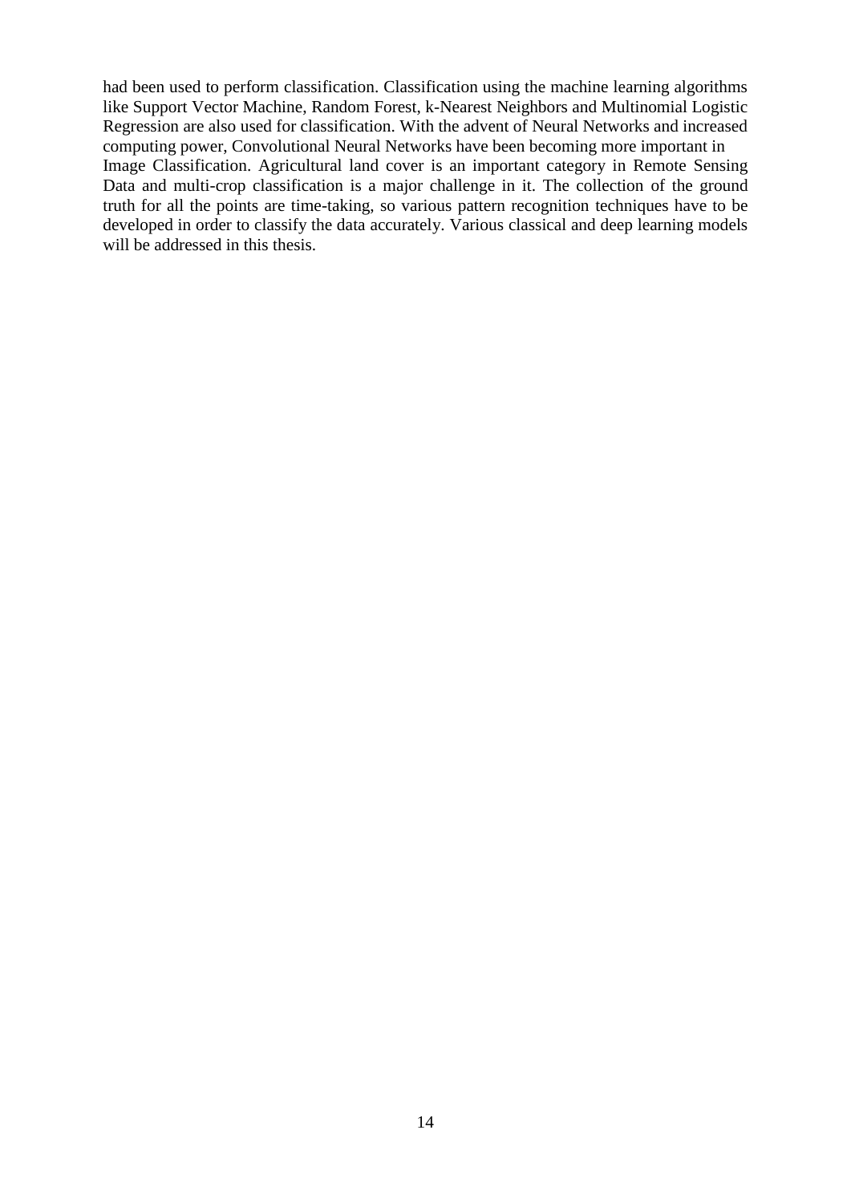had been used to perform classification. Classification using the machine learning algorithms like Support Vector Machine, Random Forest, k-Nearest Neighbors and Multinomial Logistic Regression are also used for classification. With the advent of Neural Networks and increased computing power, Convolutional Neural Networks have been becoming more important in Image Classification. Agricultural land cover is an important category in Remote Sensing Data and multi-crop classification is a major challenge in it. The collection of the ground truth for all the points are time-taking, so various pattern recognition techniques have to be developed in order to classify the data accurately. Various classical and deep learning models will be addressed in this thesis.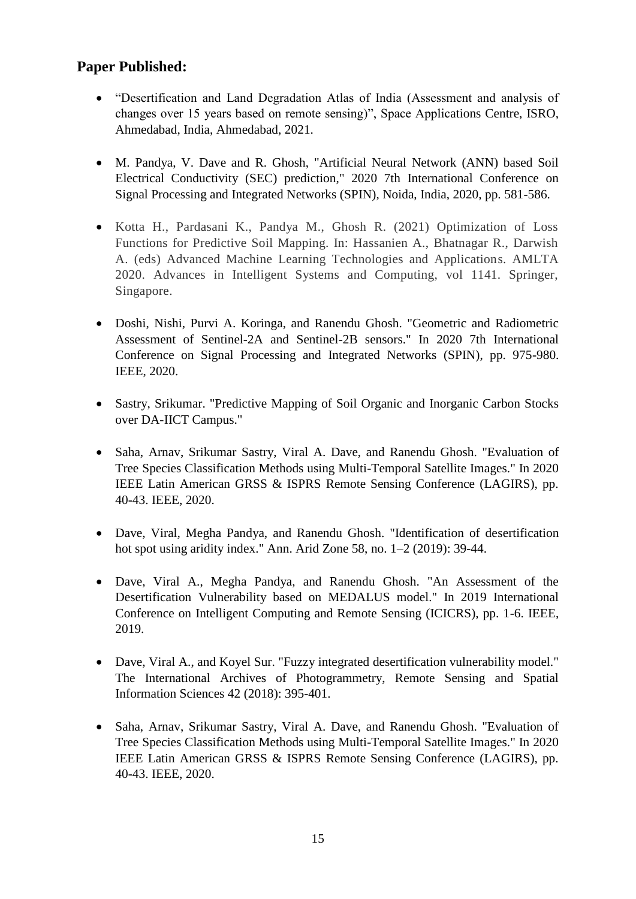## Paper Published:

- "Desertification and Land Degradation Atlas of India (Assessment and analysis of changes over 15 years based on remote sensing)", Space Applications Centre, ISRO, Ahmedabad, India, Ahmedabad, 2021.

- M. Pandya, V. Dave and R. Ghosh, "Artificial Neural Network (ANN) based Soil Electrical Conductivity (SEC) prediction," 2020 7th International Conference on Signal Processing and Integrated Networks (SPIN), Noida, India, 2020, pp. 581-586.

- Kotta H., Pardasani K., Pandya M., Ghosh R. (2021) Optimization of Loss Functions for Predictive Soil Mapping. In: Hassanien A., Bhatnagar R., Darwish A. (eds) Advanced Machine Learning Technologies and Applications. AMLTA 2020. Advances in Intelligent Systems and Computing, vol 1141. Springer, Singapore.

- Doshi, Nishi, Purvi A. Koringa, and Ranendu Ghosh. "Geometric and Radiometric Assessment of Sentinel-2A and Sentinel-2B sensors." In 2020 7th International Conference on Signal Processing and Integrated Networks (SPIN), pp. 975-980. IEEE, 2020.

- Sastry, Srikumar. "Predictive Mapping of Soil Organic and Inorganic Carbon Stocks over DA-IICT Campus."

- Saha, Arnav, Srikumar Sastry, Viral A. Dave, and Ranendu Ghosh. "Evaluation of Tree Species Classification Methods using Multi-Temporal Satellite Images." In 2020 IEEE Latin American GRSS & ISPRS Remote Sensing Conference (LAGIRS), pp. 40-43. IEEE, 2020.

- Dave, Viral, Megha Pandya, and Ranendu Ghosh. "Identification of desertification hot spot using aridity index." Ann. Arid Zone 58, no. 1–2 (2019): 39-44.

- Dave, Viral A., Megha Pandya, and Ranendu Ghosh. "An Assessment of the Desertification Vulnerability based on MEDALUS model." In 2019 International Conference on Intelligent Computing and Remote Sensing (ICICRS), pp. 1-6. IEEE, 2019.

- Dave, Viral A., and Koyel Sur. "Fuzzy integrated desertification vulnerability model." The International Archives of Photogrammetry, Remote Sensing and Spatial Information Sciences 42 (2018): 395-401.

- Saha, Arnav, Srikumar Sastry, Viral A. Dave, and Ranendu Ghosh. "Evaluation of Tree Species Classification Methods using Multi-Temporal Satellite Images." In 2020 IEEE Latin American GRSS & ISPRS Remote Sensing Conference (LAGIRS), pp. 40-43. IEEE, 2020.